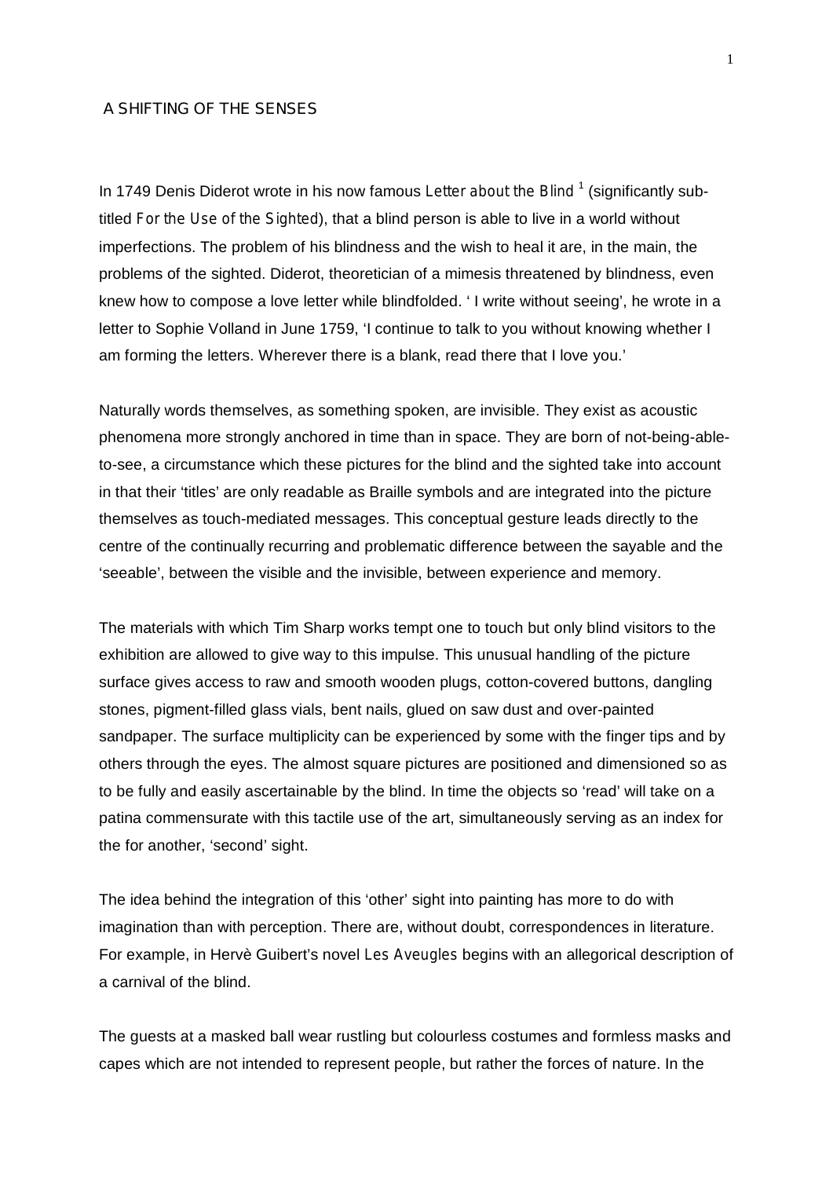# A SHIFTING OF THE SENSES

In 1749 Denis Diderot wrote in his now famous *Letter about the Blind* [1] (significantly sub-titled *For the Use of the Sighted*), that a blind person is able to live in a world without imperfections. The problem of his blindness and the wish to heal it are, in the main, the problems of the sighted. Diderot, theoretician of a mimesis threatened by blindness, even knew how to compose a love letter while blindfolded. ' I write without seeing', he wrote in a letter to Sophie Volland in June 1759, 'I continue to talk to you without knowing whether I am forming the letters. Wherever there is a blank, read there that I love you.'

Naturally words themselves, as something spoken, are invisible. They exist as acoustic phenomena more strongly anchored in time than in space. They are born of not-being-able-to-see, a circumstance which these pictures for the blind and the sighted take into account in that their 'titles' are only readable as Braille symbols and are integrated into the picture themselves as touch-mediated messages. This conceptual gesture leads directly to the centre of the continually recurring and problematic difference between the sayable and the 'seeable', between the visible and the invisible, between experience and memory.

The materials with which Tim Sharp works tempt one to touch but only blind visitors to the exhibition are allowed to give way to this impulse. This unusual handling of the picture surface gives access to raw and smooth wooden plugs, cotton-covered buttons, dangling stones, pigment-filled glass vials, bent nails, glued on saw dust and over-painted sandpaper. The surface multiplicity can be experienced by some with the finger tips and by others through the eyes. The almost square pictures are positioned and dimensioned so as to be fully and easily ascertainable by the blind. In time the objects so 'read' will take on a patina commensurate with this tactile use of the art, simultaneously serving as an index for the for another, 'second' sight.

The idea behind the integration of this 'other' sight into painting has more to do with imagination than with perception. There are, without doubt, correspondences in literature. For example, in Hervè Guibert's novel *Les Aveugles* begins with an allegorical description of a carnival of the blind.

The guests at a masked ball wear rustling but colourless costumes and formless masks and capes which are not intended to represent people, but rather the forces of nature. In the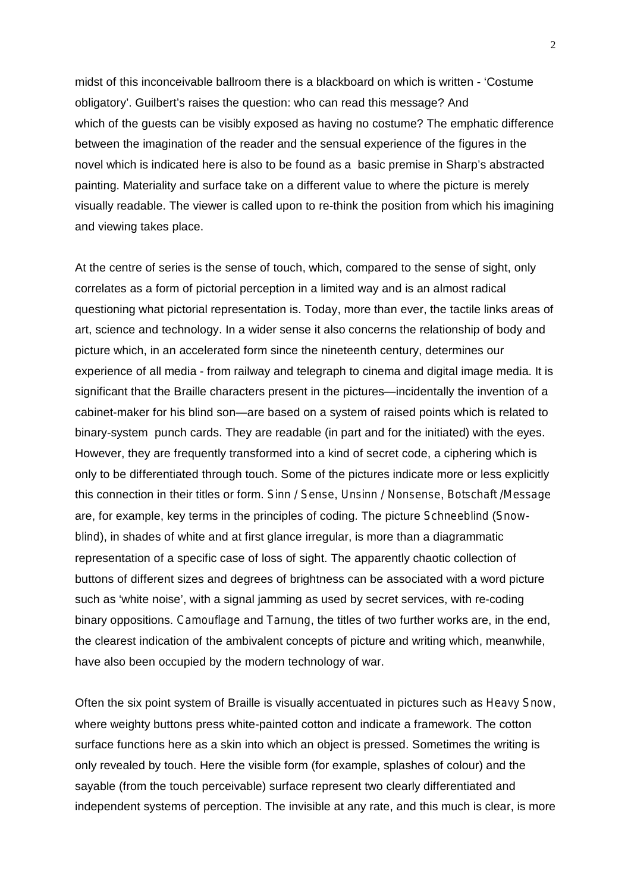midst of this inconceivable ballroom there is a blackboard on which is written - 'Costume obligatory'. Guilbert's raises the question: who can read this message? And which of the guests can be visibly exposed as having no costume? The emphatic difference between the imagination of the reader and the sensual experience of the figures in the novel which is indicated here is also to be found as a basic premise in Sharp's abstracted painting. Materiality and surface take on a different value to where the picture is merely visually readable. The viewer is called upon to re-think the position from which his imagining and viewing takes place.

At the centre of series is the sense of touch, which, compared to the sense of sight, only correlates as a form of pictorial perception in a limited way and is an almost radical questioning what pictorial representation is. Today, more than ever, the tactile links areas of art, science and technology. In a wider sense it also concerns the relationship of body and picture which, in an accelerated form since the nineteenth century, determines our experience of all media - from railway and telegraph to cinema and digital image media. It is significant that the Braille characters present in the pictures—incidentally the invention of a cabinet-maker for his blind son—are based on a system of raised points which is related to binary-system punch cards. They are readable (in part and for the initiated) with the eyes. However, they are frequently transformed into a kind of secret code, a ciphering which is only to be differentiated through touch. Some of the pictures indicate more or less explicitly this connection in their titles or form. *Sinn / Sense*, *Unsinn / Nonsense*, *Botschaft /Message* are, for example, key terms in the principles of coding. The picture *Schneeblind* (*Snow-blind*), in shades of white and at first glance irregular, is more than a diagrammatic representation of a specific case of loss of sight. The apparently chaotic collection of buttons of different sizes and degrees of brightness can be associated with a word picture such as 'white noise', with a signal jamming as used by secret services, with re-coding binary oppositions. *Camouflage* and *Tarnung*, the titles of two further works are, in the end, the clearest indication of the ambivalent concepts of picture and writing which, meanwhile, have also been occupied by the modern technology of war.

Often the six point system of Braille is visually accentuated in pictures such as *Heavy Snow*, where weighty buttons press white-painted cotton and indicate a framework. The cotton surface functions here as a skin into which an object is pressed. Sometimes the writing is only revealed by touch. Here the visible form (for example, splashes of colour) and the sayable (from the touch perceivable) surface represent two clearly differentiated and independent systems of perception. The invisible at any rate, and this much is clear, is more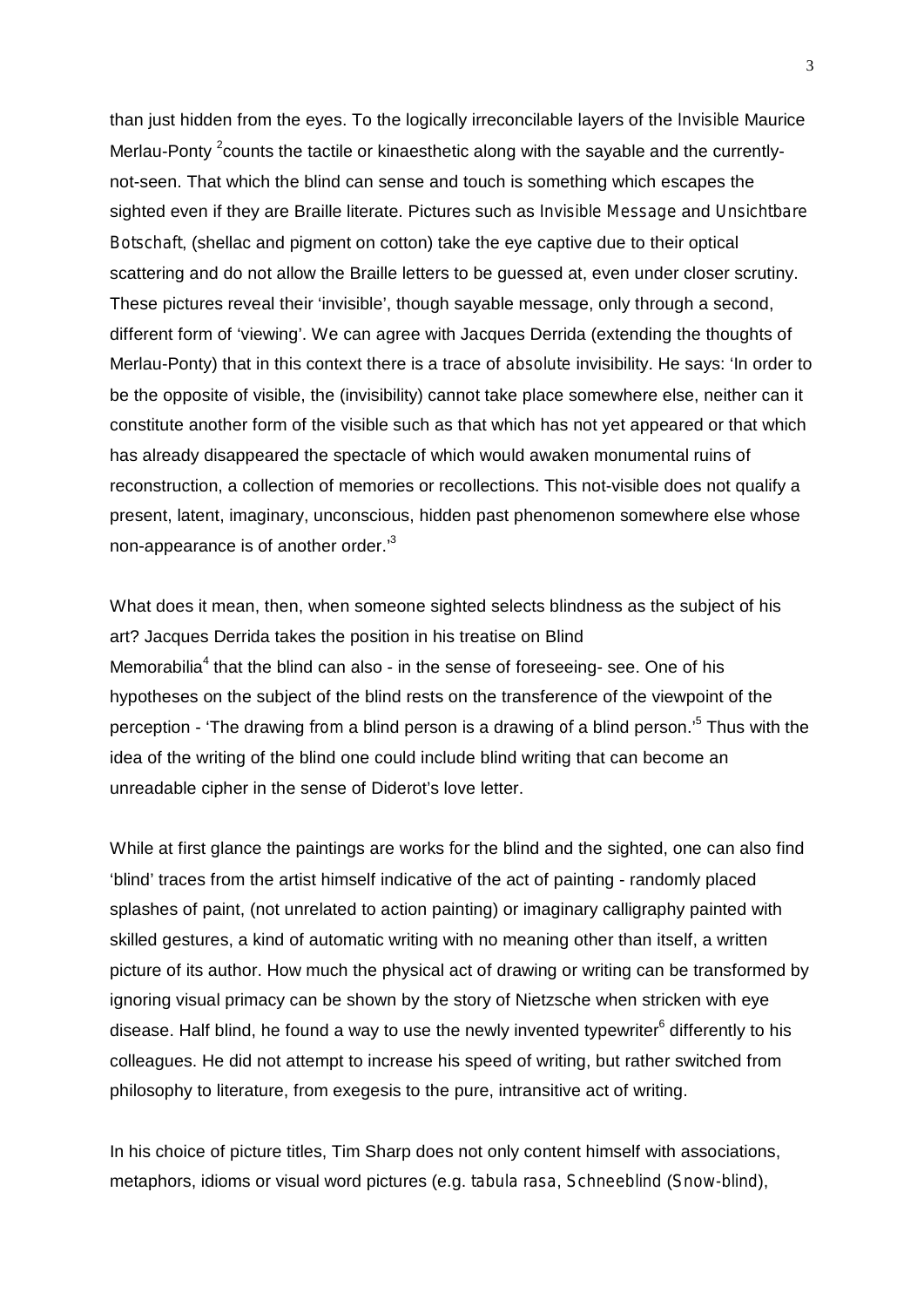than just hidden from the eyes. To the logically irreconcilable layers of the *Invisible* Maurice Merlau-Ponty [2]counts the tactile or kinaesthetic along with the sayable and the currently-not-seen. That which the blind can sense and touch is something which escapes the sighted even if they are Braille literate. Pictures such as *Invisible Message* and *Unsichtbare Botschaft*, (shellac and pigment on cotton) take the eye captive due to their optical scattering and do not allow the Braille letters to be guessed at, even under closer scrutiny. These pictures reveal their 'invisible', though sayable message, only through a second, different form of 'viewing'. We can agree with Jacques Derrida (extending the thoughts of Merlau-Ponty) that in this context there is a trace of *absolute* invisibility. He says: 'In order to be the opposite of visible, the (invisibility) cannot take place somewhere else, neither can it constitute another form of the visible such as that which has not yet appeared or that which has already disappeared the spectacle of which would awaken monumental ruins of reconstruction, a collection of memories or recollections. This not-visible does not qualify a present, latent, imaginary, unconscious, hidden past phenomenon somewhere else whose non-appearance is of another order.'[3]

What does it mean, then, when someone sighted selects blindness as the subject of his art? Jacques Derrida takes the position in his treatise on Blind Memorabilia[4] that the blind can also - in the sense of foreseeing- see. One of his hypotheses on the subject of the blind rests on the transference of the viewpoint of the perception - 'The drawing *from* a blind person is a drawing *of* a blind person.'[5] Thus with the idea of the writing of the blind one could include blind writing that can become an unreadable cipher in the sense of Diderot's love letter.

While at first glance the paintings are works *for* the blind and the sighted, one can also find 'blind' traces from the artist himself indicative of the act of painting - randomly placed splashes of paint, (not unrelated to action painting) or imaginary calligraphy painted with skilled gestures, a kind of automatic writing with no meaning other than itself, a written picture of its author. How much the physical act of drawing or writing can be transformed by ignoring visual primacy can be shown by the story of Nietzsche when stricken with eye disease. Half blind, he found a way to use the newly invented typewriter[6] differently to his colleagues. He did not attempt to increase his speed of writing, but rather switched from philosophy to literature, from exegesis to the pure, intransitive act of writing.

In his choice of picture titles, Tim Sharp does not only content himself with associations, metaphors, idioms or visual word pictures (e.g. *tabula rasa*, *Schneeblind* (*Snow-blind*),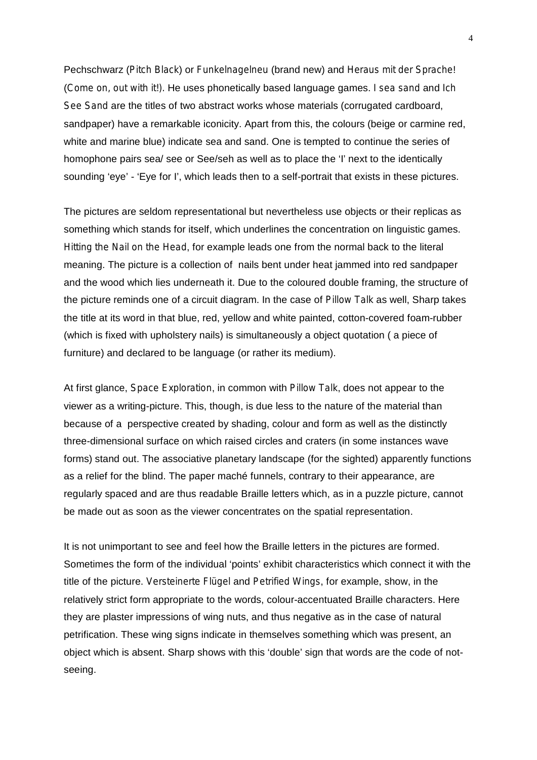Pechschwarz (*Pitch Black*) or *Funkelnagelneu* (brand new) and *Heraus mit der Sprache!* (*Come on, out with it!*). He uses phonetically based language games. *I sea sand* and *Ich See Sand* are the titles of two abstract works whose materials (corrugated cardboard, sandpaper) have a remarkable iconicity. Apart from this, the colours (beige or carmine red, white and marine blue) indicate sea and sand. One is tempted to continue the series of homophone pairs sea/ see or See/seh as well as to place the 'I' next to the identically sounding 'eye' - 'Eye for I', which leads then to a self-portrait that exists in these pictures.

The pictures are seldom representational but nevertheless use objects or their replicas as something which stands for itself, which underlines the concentration on linguistic games. *Hitting the Nail on the Head*, for example leads one from the normal back to the literal meaning. The picture is a collection of nails bent under heat jammed into red sandpaper and the wood which lies underneath it. Due to the coloured double framing, the structure of the picture reminds one of a circuit diagram. In the case of *Pillow Talk* as well, Sharp takes the title at its word in that blue, red, yellow and white painted, cotton-covered foam-rubber (which is fixed with upholstery nails) is simultaneously a object quotation ( a piece of furniture) and declared to be language (or rather its medium).

At first glance, *Space Exploration*, in common with *Pillow Talk*, does not appear to the viewer as a writing-picture. This, though, is due less to the nature of the material than because of a perspective created by shading, colour and form as well as the distinctly three-dimensional surface on which raised circles and craters (in some instances wave forms) stand out. The associative planetary landscape (for the sighted) apparently functions as a relief for the blind. The paper maché funnels, contrary to their appearance, are regularly spaced and are thus readable Braille letters which, as in a puzzle picture, cannot be made out as soon as the viewer concentrates on the spatial representation.

It is not unimportant to see and feel how the Braille letters in the pictures are formed. Sometimes the form of the individual 'points' exhibit characteristics which connect it with the title of the picture. *Versteinerte Flügel* and *Petrified Wings*, for example, show, in the relatively strict form appropriate to the words, colour-accentuated Braille characters. Here they are plaster impressions of wing nuts, and thus negative as in the case of natural petrification. These wing signs indicate in themselves something which was present, an object which is absent. Sharp shows with this 'double' sign that words are the code of not-seeing.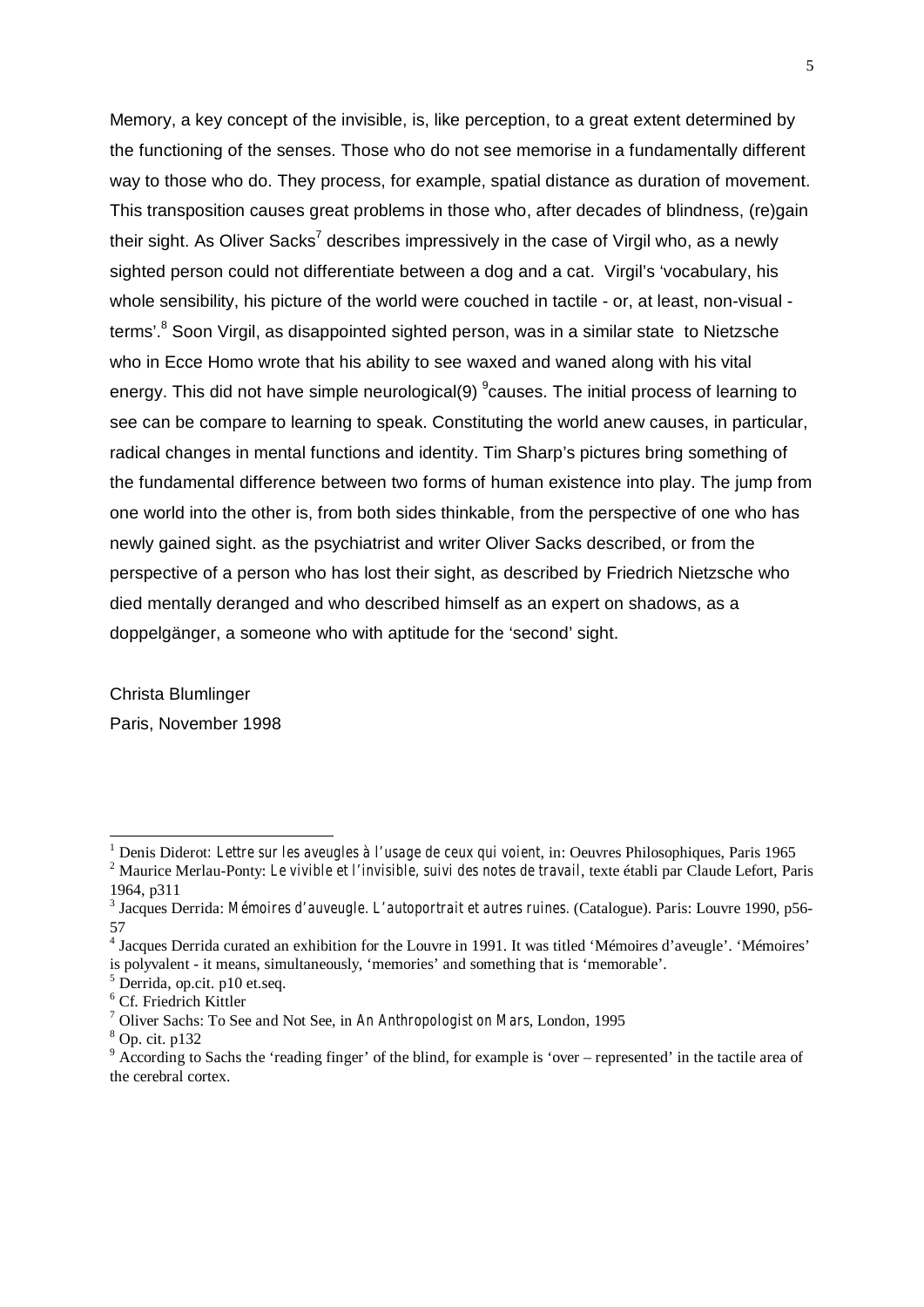Memory, a key concept of the invisible, is, like perception, to a great extent determined by the functioning of the senses. Those who do not see memorise in a fundamentally different way to those who do. They process, for example, spatial distance as duration of movement. This transposition causes great problems in those who, after decades of blindness, (re)gain their sight. As Oliver Sacks[7] describes impressively in the case of Virgil who, as a newly sighted person could not differentiate between a dog and a cat. Virgil's 'vocabulary, his whole sensibility, his picture of the world were couched in tactile - or, at least, non-visual - terms'.[8] Soon Virgil, as disappointed sighted person, was in a similar state to Nietzsche who in Ecce Homo wrote that his ability to see waxed and waned along with his vital energy. This did not have simple neurological(9) [9]causes. The initial process of learning to see can be compare to learning to speak. Constituting the world anew causes, in particular, radical changes in mental functions and identity. Tim Sharp's pictures bring something of the fundamental difference between two forms of human existence into play. The jump from one world into the other is, from both sides thinkable, from the perspective of one who has newly gained sight. as the psychiatrist and writer Oliver Sacks described, or from the perspective of a person who has lost their sight, as described by Friedrich Nietzsche who died mentally deranged and who described himself as an expert on shadows, as a doppelgänger, a someone who with aptitude for the 'second' sight.

Christa Blumlinger
Paris, November 1998

---

[1] Denis Diderot: *Lettre sur les aveugles à l'usage de ceux qui voient*, in: Oeuvres Philosophiques, Paris 1965

[2] Maurice Merlau-Ponty: *Le vivible et l'invisible, suivi des notes de travail*, texte établi par Claude Lefort, Paris 1964, p311

[3] Jacques Derrida: *Mémoires d'auveugle. L'autoportrait et autres ruines.* (Catalogue). Paris: Louvre 1990, p56-57

[4] Jacques Derrida curated an exhibition for the Louvre in 1991. It was titled 'Mémoires d'aveugle'. 'Mémoires' is polyvalent - it means, simultaneously, 'memories' and something that is 'memorable'.

[5] Derrida, op.cit. p10 et.seq.

[6] Cf. Friedrich Kittler

[7] Oliver Sachs: To See and Not See, in *An Anthropologist on Mars*, London, 1995

[8] Op. cit. p132

[9] According to Sachs the 'reading finger' of the blind, for example is 'over – represented' in the tactile area of the cerebral cortex.